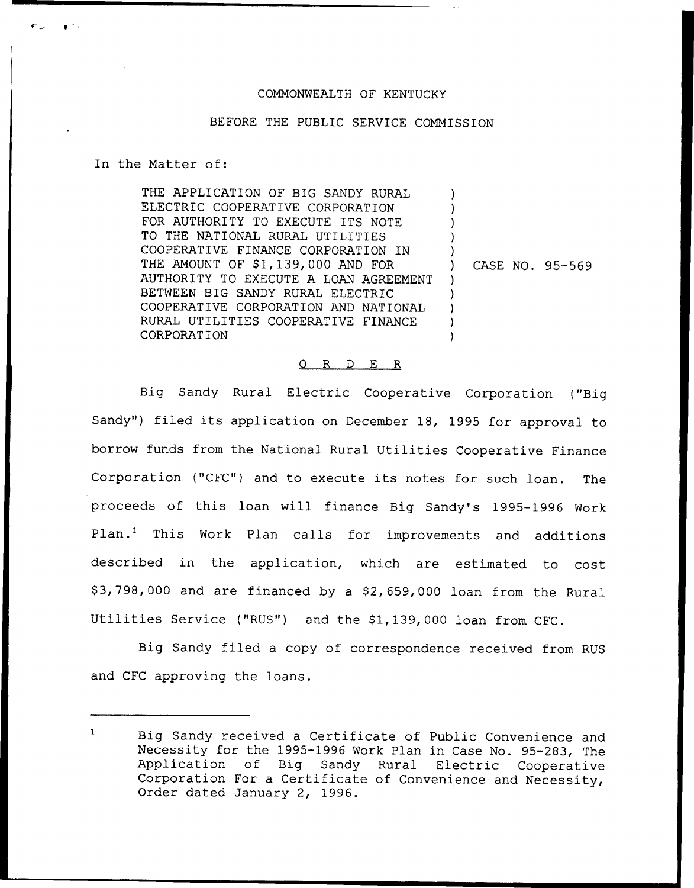COMMONWEALTH OF KENTUCKY

BEFORE THE PUBLIC SERVICE COMMISSION

In the Matter of:

| | | |
|---|---|---|
| THE APPLICATION OF BIG SANDY RURAL ELECTRIC COOPERATIVE CORPORATION FOR AUTHORITY TO EXECUTE ITS NOTE TO THE NATIONAL RURAL UTILITIES COOPERATIVE FINANCE CORPORATION IN THE AMOUNT OF $1,139,000 AND FOR AUTHORITY TO EXECUTE A LOAN AGREEMENT BETWEEN BIG SANDY RURAL ELECTRIC COOPERATIVE CORPORATION AND NATIONAL RURAL UTILITIES COOPERATIVE FINANCE CORPORATION | ) | CASE NO. 95-569 |

## O R D E R

Big Sandy Rural Electric Cooperative Corporation ("Big Sandy") filed its application on December 18, 1995 for approval to borrow funds from the National Rural Utilities Cooperative Finance Corporation ("CFC") and to execute its notes for such loan. The proceeds of this loan will finance Big Sandy's 1995-1996 Work Plan.[1] This Work Plan calls for improvements and additions described in the application, which are estimated to cost $3,798,000 and are financed by a $2,659,000 loan from the Rural Utilities Service ("RUS") and the $1,139,000 loan from CFC.

Big Sandy filed a copy of correspondence received from RUS and CFC approving the loans.

---

[1] Big Sandy received a Certificate of Public Convenience and Necessity for the 1995-1996 Work Plan in Case No. 95-283, The Application of Big Sandy Rural Electric Cooperative Corporation For a Certificate of Convenience and Necessity, Order dated January 2, 1996.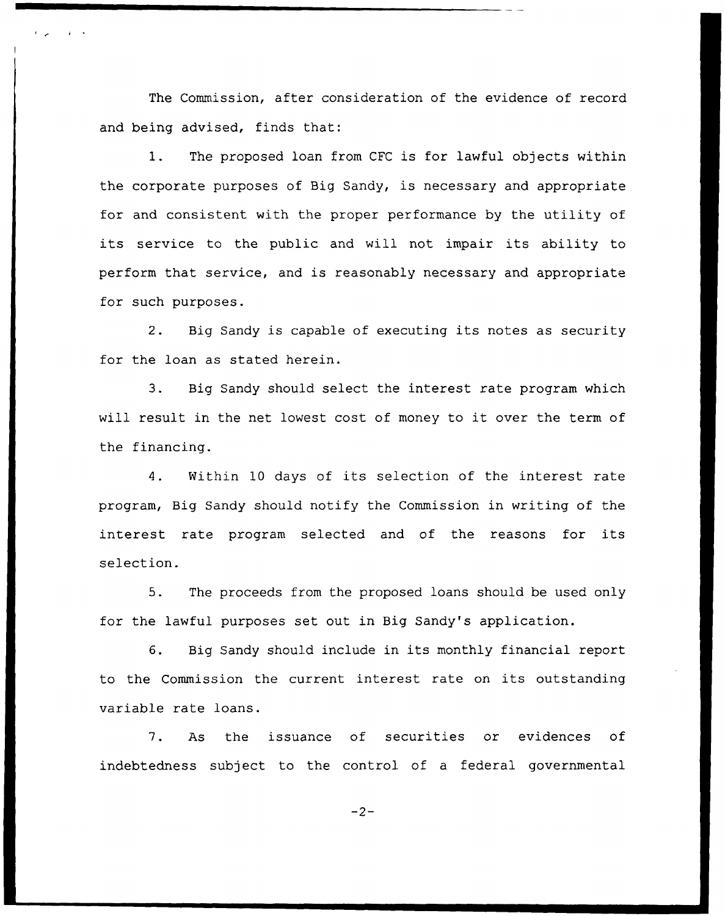The Commission, after consideration of the evidence of record and being advised, finds that:

1. The proposed loan from CFC is for lawful objects within the corporate purposes of Big Sandy, is necessary and appropriate for and consistent with the proper performance by the utility of its service to the public and will not impair its ability to perform that service, and is reasonably necessary and appropriate for such purposes.

2. Big Sandy is capable of executing its notes as security for the loan as stated herein.

3. Big Sandy should select the interest rate program which will result in the net lowest cost of money to it over the term of the financing.

4. Within 10 days of its selection of the interest rate program, Big Sandy should notify the Commission in writing of the interest rate program selected and of the reasons for its selection.

5. The proceeds from the proposed loans should be used only for the lawful purposes set out in Big Sandy's application.

6. Big Sandy should include in its monthly financial report to the Commission the current interest rate on its outstanding variable rate loans.

7. As the issuance of securities or evidences of indebtedness subject to the control of a federal governmental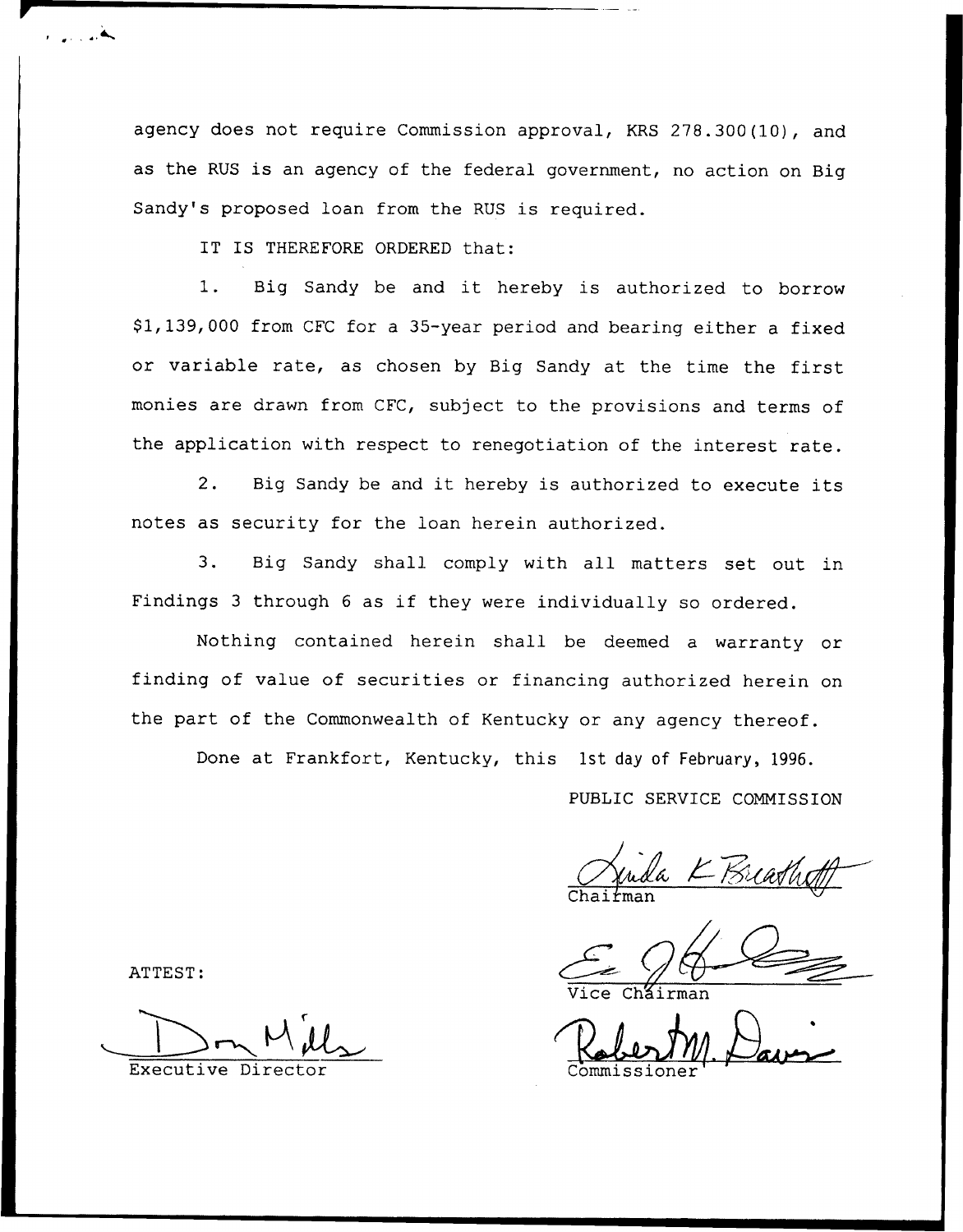agency does not require Commission approval, KRS 278.300(10), and as the RUS is an agency of the federal government, no action on Big Sandy's proposed loan from the RUS is required.

IT IS THEREFORE ORDERED that:

1. Big Sandy be and it hereby is authorized to borrow $1,139,000 from CFC for a 35-year period and bearing either a fixed or variable rate, as chosen by Big Sandy at the time the first monies are drawn from CFC, subject to the provisions and terms of the application with respect to renegotiation of the interest rate.

2. Big Sandy be and it hereby is authorized to execute its notes as security for the loan herein authorized.

3. Big Sandy shall comply with all matters set out in Findings 3 through 6 as if they were individually so ordered.

Nothing contained herein shall be deemed a warranty or finding of value of securities or financing authorized herein on the part of the Commonwealth of Kentucky or any agency thereof.

Done at Frankfort, Kentucky, this 1st day of February, 1996.

PUBLIC SERVICE COMMISSION

Linda K Breathitt
Chairman

Vice Chairman

Robert M. Davis
Commissioner

ATTEST:

Don Mills
Executive Director